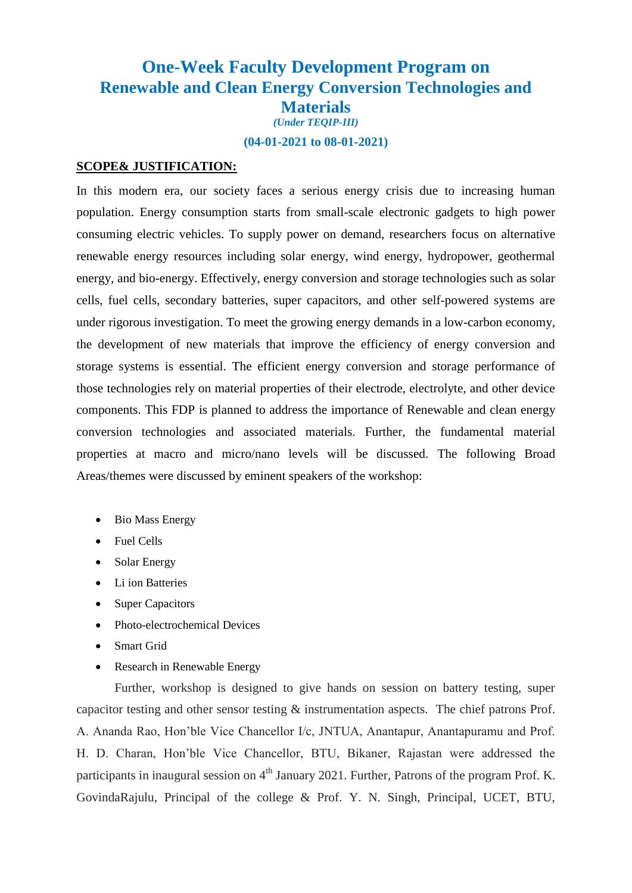# One-Week Faculty Development Program on Renewable and Clean Energy Conversion Technologies and Materials

*(Under TEQIP-III)*

**(04-01-2021 to 08-01-2021)**

**SCOPE& JUSTIFICATION:**

In this modern era, our society faces a serious energy crisis due to increasing human population. Energy consumption starts from small-scale electronic gadgets to high power consuming electric vehicles. To supply power on demand, researchers focus on alternative renewable energy resources including solar energy, wind energy, hydropower, geothermal energy, and bio-energy. Effectively, energy conversion and storage technologies such as solar cells, fuel cells, secondary batteries, super capacitors, and other self-powered systems are under rigorous investigation. To meet the growing energy demands in a low-carbon economy, the development of new materials that improve the efficiency of energy conversion and storage systems is essential. The efficient energy conversion and storage performance of those technologies rely on material properties of their electrode, electrolyte, and other device components. This FDP is planned to address the importance of Renewable and clean energy conversion technologies and associated materials. Further, the fundamental material properties at macro and micro/nano levels will be discussed. The following Broad Areas/themes were discussed by eminent speakers of the workshop:

- Bio Mass Energy
- Fuel Cells
- Solar Energy
- Li ion Batteries
- Super Capacitors
- Photo-electrochemical Devices
- Smart Grid
- Research in Renewable Energy

Further, workshop is designed to give hands on session on battery testing, super capacitor testing and other sensor testing & instrumentation aspects. The chief patrons Prof. A. Ananda Rao, Hon'ble Vice Chancellor I/c, JNTUA, Anantapur, Anantapuramu and Prof. H. D. Charan, Hon'ble Vice Chancellor, BTU, Bikaner, Rajastan were addressed the participants in inaugural session on 4th January 2021. Further, Patrons of the program Prof. K. GovindaRajulu, Principal of the college & Prof. Y. N. Singh, Principal, UCET, BTU,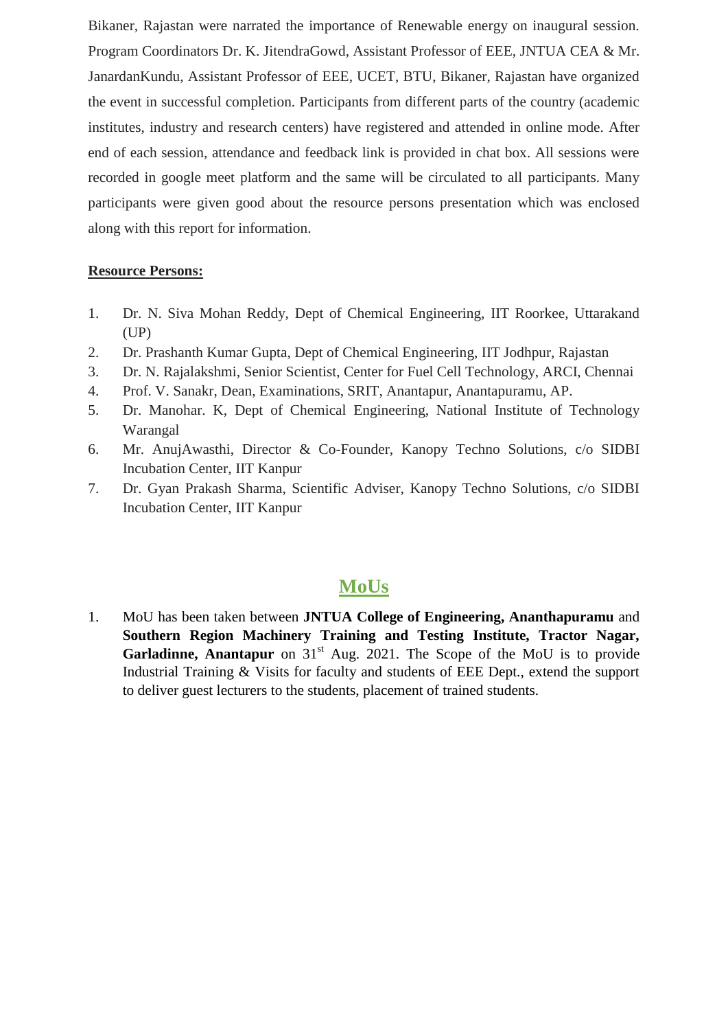Bikaner, Rajastan were narrated the importance of Renewable energy on inaugural session. Program Coordinators Dr. K. JitendraGowd, Assistant Professor of EEE, JNTUA CEA & Mr. JanardanKundu, Assistant Professor of EEE, UCET, BTU, Bikaner, Rajastan have organized the event in successful completion. Participants from different parts of the country (academic institutes, industry and research centers) have registered and attended in online mode. After end of each session, attendance and feedback link is provided in chat box. All sessions were recorded in google meet platform and the same will be circulated to all participants. Many participants were given good about the resource persons presentation which was enclosed along with this report for information.

**Resource Persons:**

1. Dr. N. Siva Mohan Reddy, Dept of Chemical Engineering, IIT Roorkee, Uttarakand (UP)
2. Dr. Prashanth Kumar Gupta, Dept of Chemical Engineering, IIT Jodhpur, Rajastan
3. Dr. N. Rajalakshmi, Senior Scientist, Center for Fuel Cell Technology, ARCI, Chennai
4. Prof. V. Sanakr, Dean, Examinations, SRIT, Anantapur, Anantapuramu, AP.
5. Dr. Manohar. K, Dept of Chemical Engineering, National Institute of Technology Warangal
6. Mr. AnujAwasthi, Director & Co-Founder, Kanopy Techno Solutions, c/o SIDBI Incubation Center, IIT Kanpur
7. Dr. Gyan Prakash Sharma, Scientific Adviser, Kanopy Techno Solutions, c/o SIDBI Incubation Center, IIT Kanpur

## MoUs

1. MoU has been taken between **JNTUA College of Engineering, Ananthapuramu** and **Southern Region Machinery Training and Testing Institute, Tractor Nagar, Garladinne, Anantapur** on 31st Aug. 2021. The Scope of the MoU is to provide Industrial Training & Visits for faculty and students of EEE Dept., extend the support to deliver guest lecturers to the students, placement of trained students.